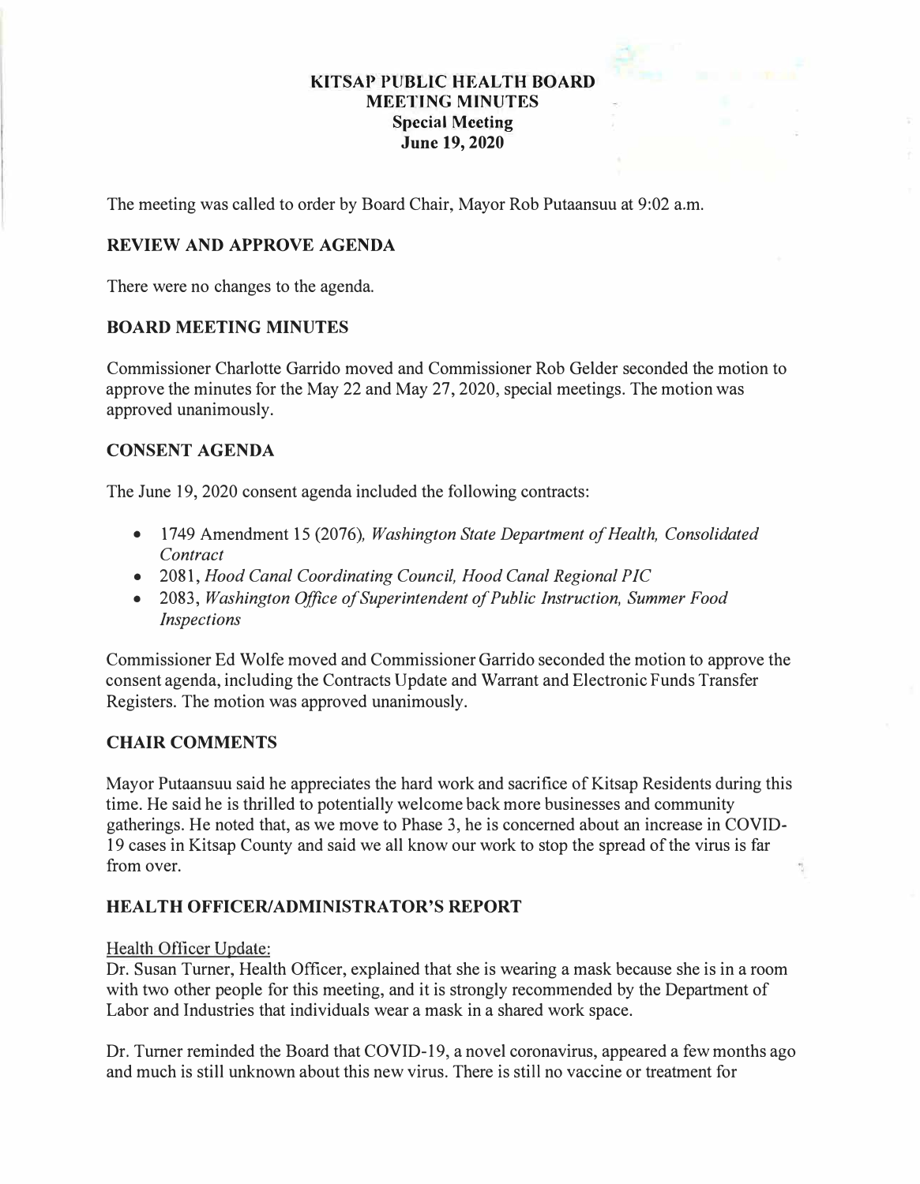# KITSAP PUBLIC HEALTH BOARD
## MEETING MINUTES
### Special Meeting
### June 19, 2020

The meeting was called to order by Board Chair, Mayor Rob Putaansuu at 9:02 a.m.

## REVIEW AND APPROVE AGENDA

There were no changes to the agenda.

## BOARD MEETING MINUTES

Commissioner Charlotte Garrido moved and Commissioner Rob Gelder seconded the motion to approve the minutes for the May 22 and May 27, 2020, special meetings. The motion was approved unanimously.

## CONSENT AGENDA

The June 19, 2020 consent agenda included the following contracts:

- 1749 Amendment 15 (2076), *Washington State Department of Health, Consolidated Contract*
- 2081, *Hood Canal Coordinating Council, Hood Canal Regional PIC*
- 2083, *Washington Office of Superintendent of Public Instruction, Summer Food Inspections*

Commissioner Ed Wolfe moved and Commissioner Garrido seconded the motion to approve the consent agenda, including the Contracts Update and Warrant and Electronic Funds Transfer Registers. The motion was approved unanimously.

## CHAIR COMMENTS

Mayor Putaansuu said he appreciates the hard work and sacrifice of Kitsap Residents during this time. He said he is thrilled to potentially welcome back more businesses and community gatherings. He noted that, as we move to Phase 3, he is concerned about an increase in COVID-19 cases in Kitsap County and said we all know our work to stop the spread of the virus is far from over.

## HEALTH OFFICER/ADMINISTRATOR'S REPORT

Health Officer Update:

Dr. Susan Turner, Health Officer, explained that she is wearing a mask because she is in a room with two other people for this meeting, and it is strongly recommended by the Department of Labor and Industries that individuals wear a mask in a shared work space.

Dr. Turner reminded the Board that COVID-19, a novel coronavirus, appeared a few months ago and much is still unknown about this new virus. There is still no vaccine or treatment for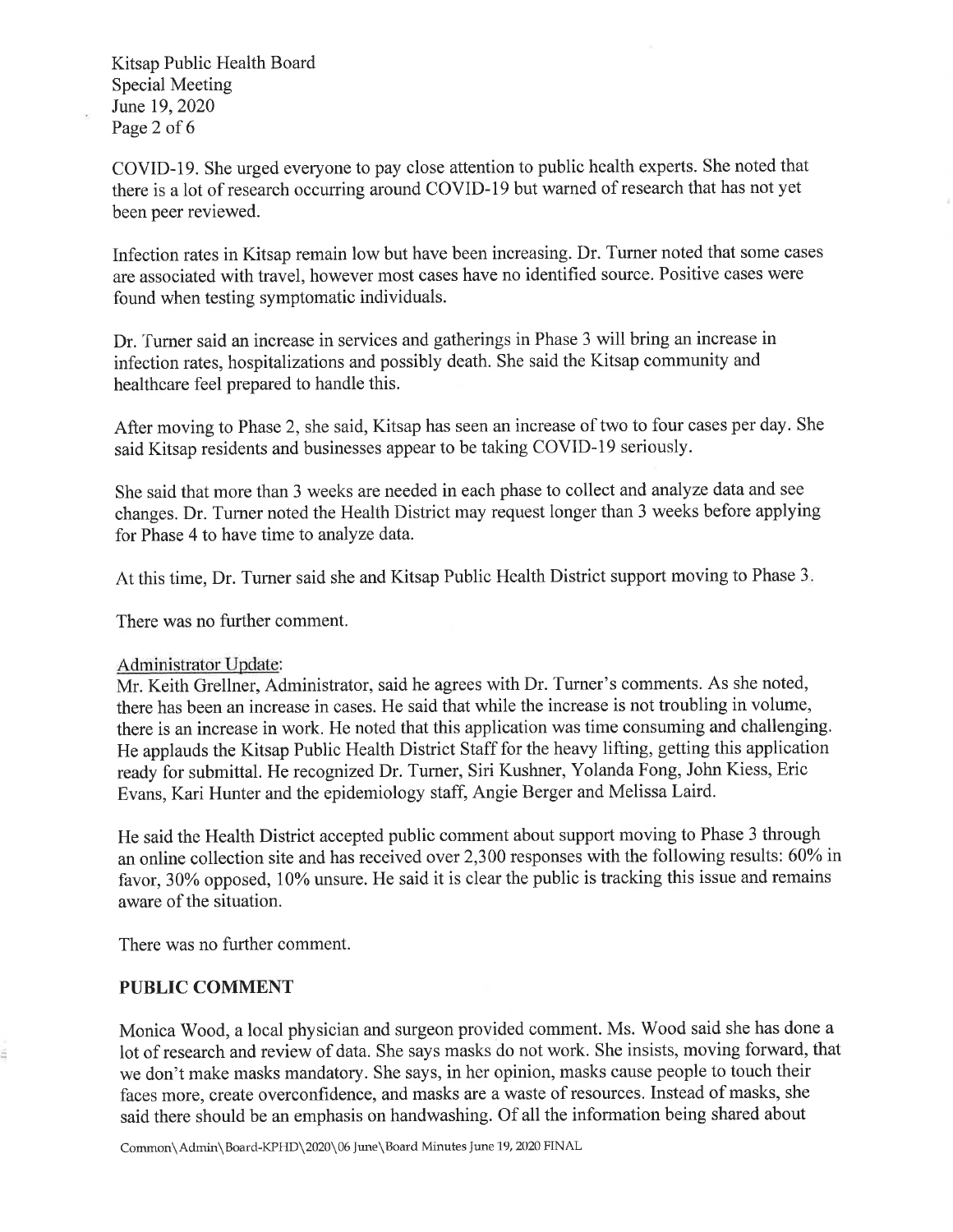COVID-19. She urged everyone to pay close attention to public health experts. She noted that there is a lot of research occurring around COVID-19 but warned of research that has not yet been peer reviewed.

Infection rates in Kitsap remain low but have been increasing. Dr. Turner noted that some cases are associated with travel, however most cases have no identified source. Positive cases were found when testing symptomatic individuals.

Dr. Turner said an increase in services and gatherings in Phase 3 will bring an increase in infection rates, hospitalizations and possibly death. She said the Kitsap community and healthcare feel prepared to handle this.

After moving to Phase 2, she said, Kitsap has seen an increase of two to four cases per day. She said Kitsap residents and businesses appear to be taking COVID-19 seriously.

She said that more than 3 weeks are needed in each phase to collect and analyze data and see changes. Dr. Turner noted the Health District may request longer than 3 weeks before applying for Phase 4 to have time to analyze data.

At this time, Dr. Turner said she and Kitsap Public Health District support moving to Phase 3.

There was no further comment.

Administrator Update:

Mr. Keith Grellner, Administrator, said he agrees with Dr. Turner's comments. As she noted, there has been an increase in cases. He said that while the increase is not troubling in volume, there is an increase in work. He noted that this application was time consuming and challenging. He applauds the Kitsap Public Health District Staff for the heavy lifting, getting this application ready for submittal. He recognized Dr. Turner, Siri Kushner, Yolanda Fong, John Kiess, Eric Evans, Kari Hunter and the epidemiology staff, Angie Berger and Melissa Laird.

He said the Health District accepted public comment about support moving to Phase 3 through an online collection site and has received over 2,300 responses with the following results: 60% in favor, 30% opposed, 10% unsure. He said it is clear the public is tracking this issue and remains aware of the situation.

There was no further comment.

## PUBLIC COMMENT

Monica Wood, a local physician and surgeon provided comment. Ms. Wood said she has done a lot of research and review of data. She says masks do not work. She insists, moving forward, that we don't make masks mandatory. She says, in her opinion, masks cause people to touch their faces more, create overconfidence, and masks are a waste of resources. Instead of masks, she said there should be an emphasis on handwashing. Of all the information being shared about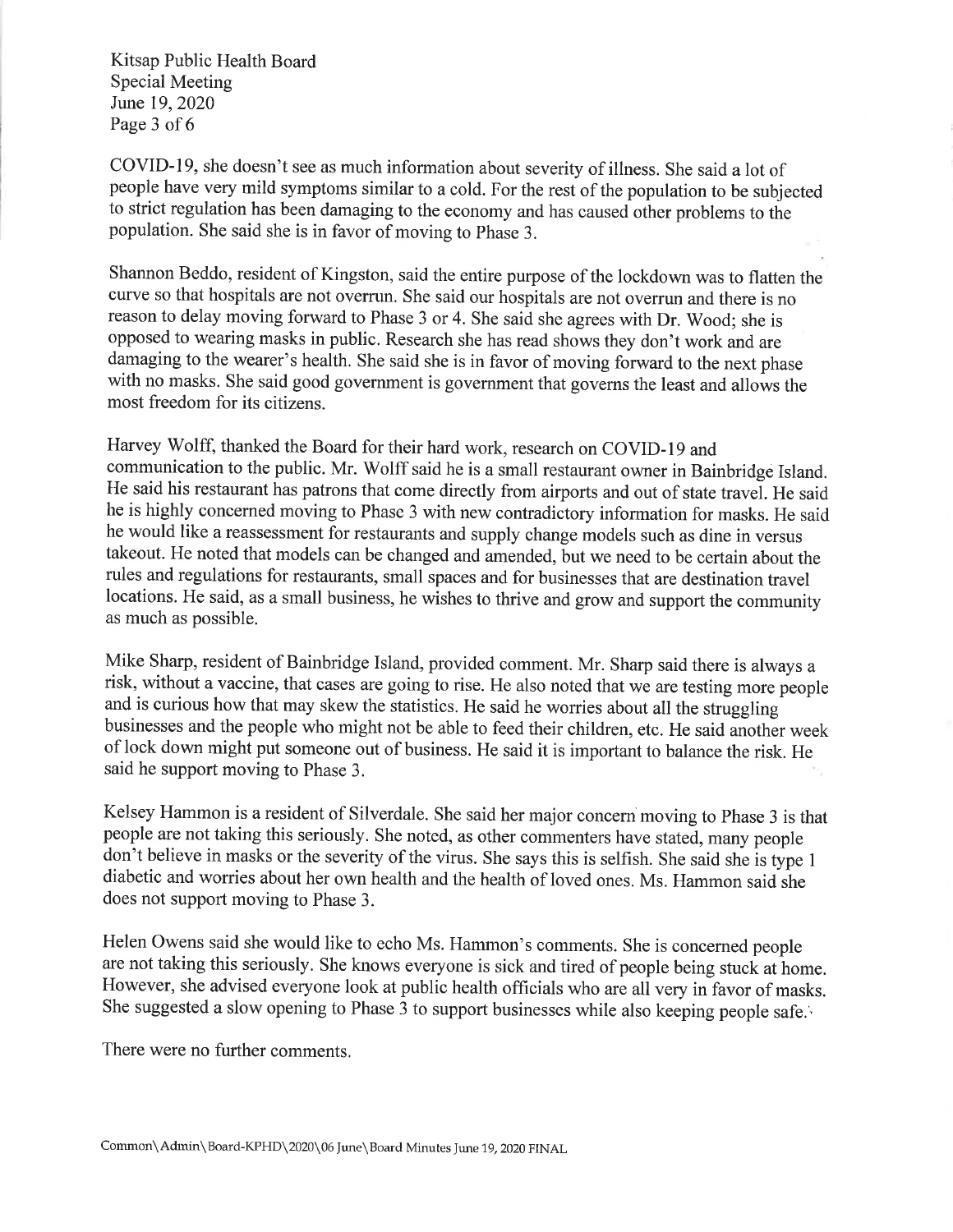COVID-19, she doesn't see as much information about severity of illness. She said a lot of people have very mild symptoms similar to a cold. For the rest of the population to be subjected to strict regulation has been damaging to the economy and has caused other problems to the population. She said she is in favor of moving to Phase 3.

Shannon Beddo, resident of Kingston, said the entire purpose of the lockdown was to flatten the curve so that hospitals are not overrun. She said our hospitals are not overrun and there is no reason to delay moving forward to Phase 3 or 4. She said she agrees with Dr. Wood; she is opposed to wearing masks in public. Research she has read shows they don't work and are damaging to the wearer's health. She said she is in favor of moving forward to the next phase with no masks. She said good government is government that governs the least and allows the most freedom for its citizens.

Harvey Wolff, thanked the Board for their hard work, research on COVID-19 and communication to the public. Mr. Wolff said he is a small restaurant owner in Bainbridge Island. He said his restaurant has patrons that come directly from airports and out of state travel. He said he is highly concerned moving to Phase 3 with new contradictory information for masks. He said he would like a reassessment for restaurants and supply change models such as dine in versus takeout. He noted that models can be changed and amended, but we need to be certain about the rules and regulations for restaurants, small spaces and for businesses that are destination travel locations. He said, as a small business, he wishes to thrive and grow and support the community as much as possible.

Mike Sharp, resident of Bainbridge Island, provided comment. Mr. Sharp said there is always a risk, without a vaccine, that cases are going to rise. He also noted that we are testing more people and is curious how that may skew the statistics. He said he worries about all the struggling businesses and the people who might not be able to feed their children, etc. He said another week of lock down might put someone out of business. He said it is important to balance the risk. He said he support moving to Phase 3.

Kelsey Hammon is a resident of Silverdale. She said her major concern moving to Phase 3 is that people are not taking this seriously. She noted, as other commenters have stated, many people don't believe in masks or the severity of the virus. She says this is selfish. She said she is type 1 diabetic and worries about her own health and the health of loved ones. Ms. Hammon said she does not support moving to Phase 3.

Helen Owens said she would like to echo Ms. Hammon's comments. She is concerned people are not taking this seriously. She knows everyone is sick and tired of people being stuck at home. However, she advised everyone look at public health officials who are all very in favor of masks. She suggested a slow opening to Phase 3 to support businesses while also keeping people safe.

There were no further comments.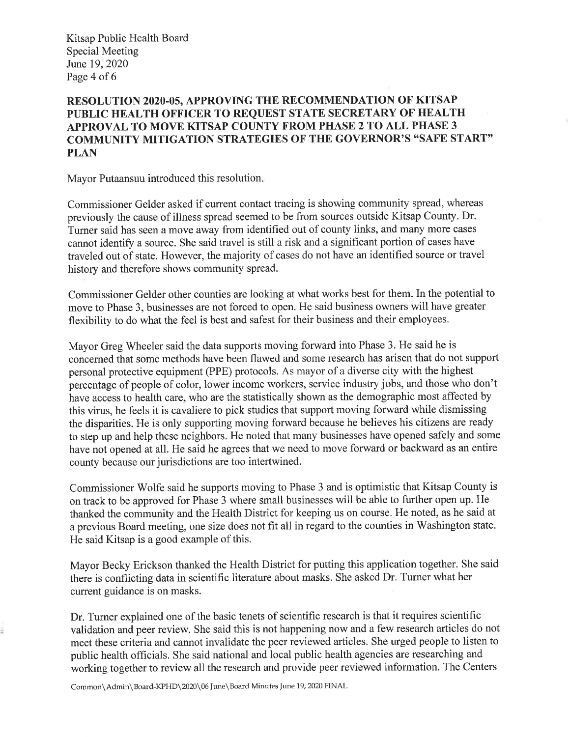## RESOLUTION 2020-05, APPROVING THE RECOMMENDATION OF KITSAP PUBLIC HEALTH OFFICER TO REQUEST STATE SECRETARY OF HEALTH APPROVAL TO MOVE KITSAP COUNTY FROM PHASE 2 TO ALL PHASE 3 COMMUNITY MITIGATION STRATEGIES OF THE GOVERNOR'S "SAFE START" PLAN

Mayor Putaansuu introduced this resolution.

Commissioner Gelder asked if current contact tracing is showing community spread, whereas previously the cause of illness spread seemed to be from sources outside Kitsap County. Dr. Turner said has seen a move away from identified out of county links, and many more cases cannot identify a source. She said travel is still a risk and a significant portion of cases have traveled out of state. However, the majority of cases do not have an identified source or travel history and therefore shows community spread.

Commissioner Gelder other counties are looking at what works best for them. In the potential to move to Phase 3, businesses are not forced to open. He said business owners will have greater flexibility to do what the feel is best and safest for their business and their employees.

Mayor Greg Wheeler said the data supports moving forward into Phase 3. He said he is concerned that some methods have been flawed and some research has arisen that do not support personal protective equipment (PPE) protocols. As mayor of a diverse city with the highest percentage of people of color, lower income workers, service industry jobs, and those who don't have access to health care, who are the statistically shown as the demographic most affected by this virus, he feels it is cavaliere to pick studies that support moving forward while dismissing the disparities. He is only supporting moving forward because he believes his citizens are ready to step up and help these neighbors. He noted that many businesses have opened safely and some have not opened at all. He said he agrees that we need to move forward or backward as an entire county because our jurisdictions are too intertwined.

Commissioner Wolfe said he supports moving to Phase 3 and is optimistic that Kitsap County is on track to be approved for Phase 3 where small businesses will be able to further open up. He thanked the community and the Health District for keeping us on course. He noted, as he said at a previous Board meeting, one size does not fit all in regard to the counties in Washington state. He said Kitsap is a good example of this.

Mayor Becky Erickson thanked the Health District for putting this application together. She said there is conflicting data in scientific literature about masks. She asked Dr. Turner what her current guidance is on masks.

Dr. Turner explained one of the basic tenets of scientific research is that it requires scientific validation and peer review. She said this is not happening now and a few research articles do not meet these criteria and cannot invalidate the peer reviewed articles. She urged people to listen to public health officials. She said national and local public health agencies are researching and working together to review all the research and provide peer reviewed information. The Centers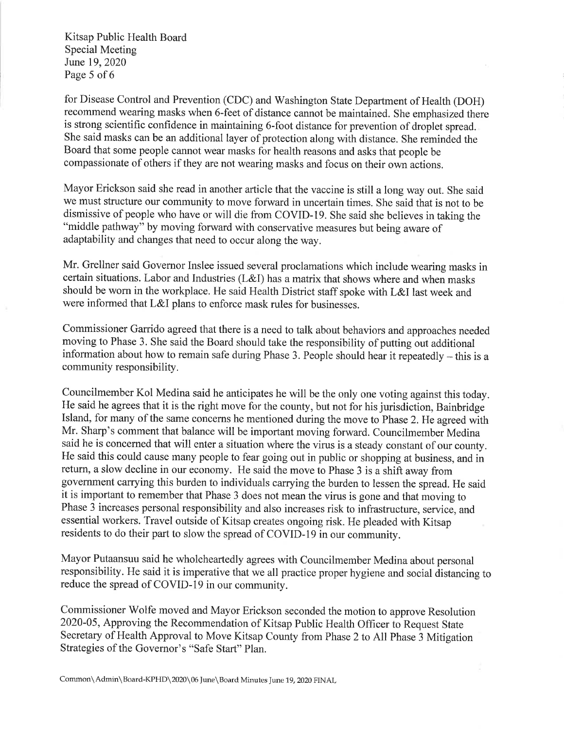for Disease Control and Prevention (CDC) and Washington State Department of Health (DOH) recommend wearing masks when 6-feet of distance cannot be maintained. She emphasized there is strong scientific confidence in maintaining 6-foot distance for prevention of droplet spread. She said masks can be an additional layer of protection along with distance. She reminded the Board that some people cannot wear masks for health reasons and asks that people be compassionate of others if they are not wearing masks and focus on their own actions.

Mayor Erickson said she read in another article that the vaccine is still a long way out. She said we must structure our community to move forward in uncertain times. She said that is not to be dismissive of people who have or will die from COVID-19. She said she believes in taking the "middle pathway" by moving forward with conservative measures but being aware of adaptability and changes that need to occur along the way.

Mr. Grellner said Governor Inslee issued several proclamations which include wearing masks in certain situations. Labor and Industries (L&I) has a matrix that shows where and when masks should be worn in the workplace. He said Health District staff spoke with L&I last week and were informed that L&I plans to enforce mask rules for businesses.

Commissioner Garrido agreed that there is a need to talk about behaviors and approaches needed moving to Phase 3. She said the Board should take the responsibility of putting out additional information about how to remain safe during Phase 3. People should hear it repeatedly – this is a community responsibility.

Councilmember Kol Medina said he anticipates he will be the only one voting against this today. He said he agrees that it is the right move for the county, but not for his jurisdiction, Bainbridge Island, for many of the same concerns he mentioned during the move to Phase 2. He agreed with Mr. Sharp's comment that balance will be important moving forward. Councilmember Medina said he is concerned that will enter a situation where the virus is a steady constant of our county. He said this could cause many people to fear going out in public or shopping at business, and in return, a slow decline in our economy. He said the move to Phase 3 is a shift away from government carrying this burden to individuals carrying the burden to lessen the spread. He said it is important to remember that Phase 3 does not mean the virus is gone and that moving to Phase 3 increases personal responsibility and also increases risk to infrastructure, service, and essential workers. Travel outside of Kitsap creates ongoing risk. He pleaded with Kitsap residents to do their part to slow the spread of COVID-19 in our community.

Mayor Putaansuu said he wholeheartedly agrees with Councilmember Medina about personal responsibility. He said it is imperative that we all practice proper hygiene and social distancing to reduce the spread of COVID-19 in our community.

Commissioner Wolfe moved and Mayor Erickson seconded the motion to approve Resolution 2020-05, Approving the Recommendation of Kitsap Public Health Officer to Request State Secretary of Health Approval to Move Kitsap County from Phase 2 to All Phase 3 Mitigation Strategies of the Governor's "Safe Start" Plan.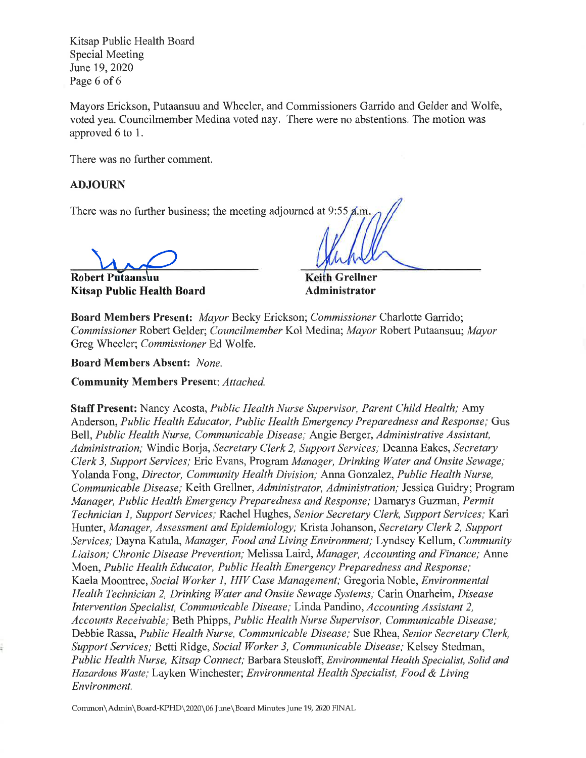Mayors Erickson, Putaansuu and Wheeler, and Commissioners Garrido and Gelder and Wolfe, voted yea. Councilmember Medina voted nay. There were no abstentions. The motion was approved 6 to 1.

There was no further comment.

**ADJOURN**

There was no further business; the meeting adjourned at 9:55 a.m.

**Robert Putaansuu**
**Kitsap Public Health Board**

**Keith Grellner**
**Administrator**

**Board Members Present:** *Mayor* Becky Erickson; *Commissioner* Charlotte Garrido; *Commissioner* Robert Gelder; *Councilmember* Kol Medina; *Mayor* Robert Putaansuu; *Mayor* Greg Wheeler; *Commissioner* Ed Wolfe.

**Board Members Absent:** *None.*

**Community Members Present**: *Attached.*

**Staff Present:** Nancy Acosta, *Public Health Nurse Supervisor, Parent Child Health;* Amy Anderson, *Public Health Educator, Public Health Emergency Preparedness and Response;* Gus Bell, *Public Health Nurse, Communicable Disease;* Angie Berger, *Administrative Assistant, Administration;* Windie Borja, *Secretary Clerk 2, Support Services;* Deanna Eakes, *Secretary Clerk 3, Support Services;* Eric Evans, Program *Manager, Drinking Water and Onsite Sewage;* Yolanda Fong, *Director, Community Health Division;* Anna Gonzalez, *Public Health Nurse, Communicable Disease;* Keith Grellner, *Administrator, Administration;* Jessica Guidry; Program *Manager, Public Health Emergency Preparedness and Response;* Damarys Guzman, *Permit Technician 1, Support Services;* Rachel Hughes, *Senior Secretary Clerk, Support Services;* Kari Hunter, *Manager, Assessment and Epidemiology;* Krista Johanson, *Secretary Clerk 2, Support Services;* Dayna Katula, *Manager, Food and Living Environment;* Lyndsey Kellum, *Community Liaison; Chronic Disease Prevention;* Melissa Laird, *Manager, Accounting and Finance;* Anne Moen, *Public Health Educator, Public Health Emergency Preparedness and Response;* Kaela Moontree, *Social Worker 1, HIV Case Management;* Gregoria Noble, *Environmental Health Technician 2, Drinking Water and Onsite Sewage Systems;* Carin Onarheim, *Disease Intervention Specialist, Communicable Disease;* Linda Pandino, *Accounting Assistant 2, Accounts Receivable;* Beth Phipps, *Public Health Nurse Supervisor, Communicable Disease;* Debbie Rassa, *Public Health Nurse, Communicable Disease;* Sue Rhea, *Senior Secretary Clerk, Support Services;* Betti Ridge, *Social Worker 3, Communicable Disease;* Kelsey Stedman, *Public Health Nurse, Kitsap Connect;* Barbara Steusloff, *Environmental Health Specialist, Solid and Hazardous Waste;* Layken Winchester; *Environmental Health Specialist, Food & Living Environment.*

Common\Admin\Board-KPHD\2020\06 June\Board Minutes June 19, 2020 FINAL